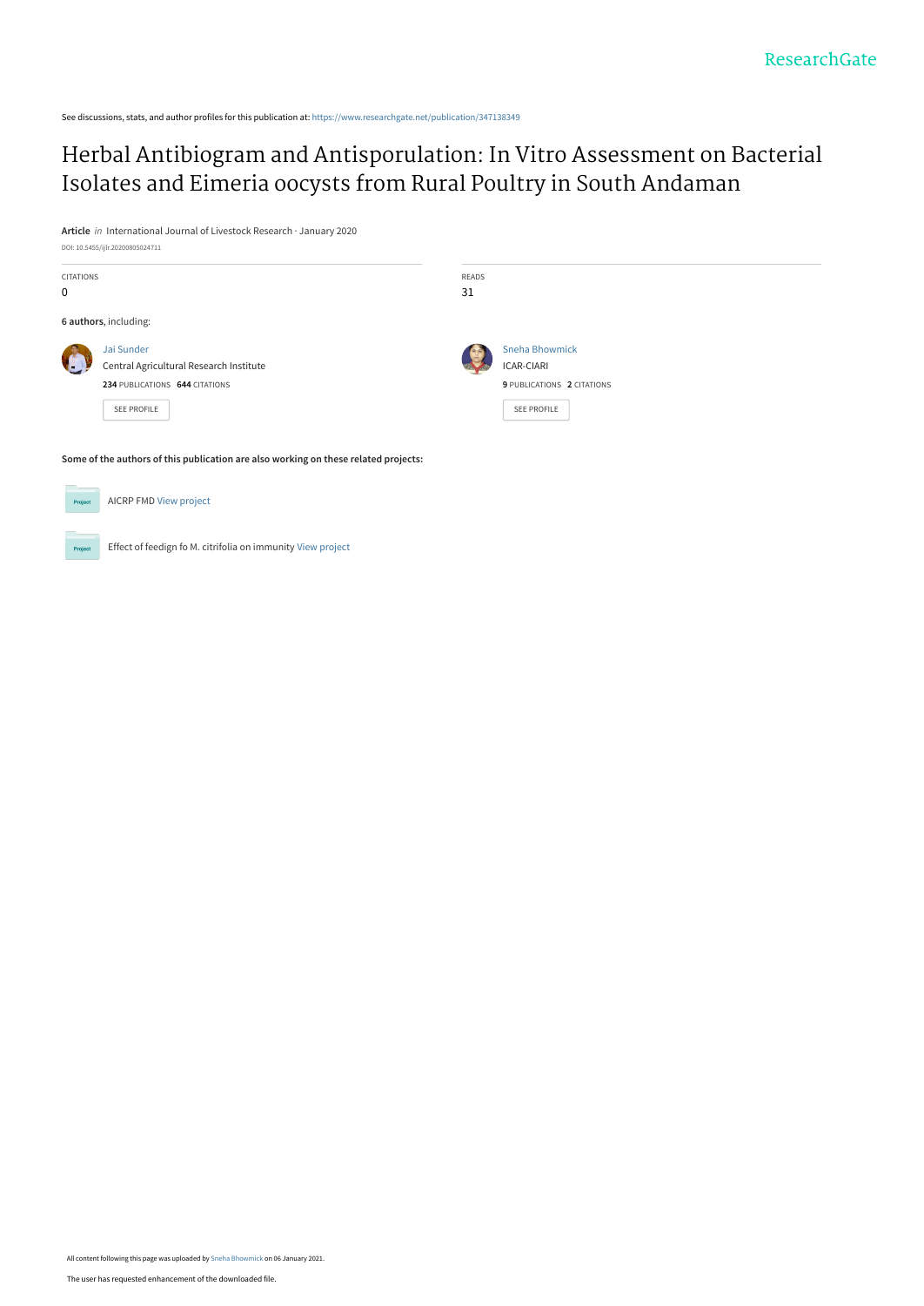See discussions, stats, and author profiles for this publication at: https://www.researchgate.net/publication/347138349

# Herbal Antibiogram and Antisporulation: In Vitro Assessment on Bacterial Isolates and Eimeria oocysts from Rural Poultry in South Andaman

**Article** *in* International Journal of Livestock Research · January 2020

DOI: 10.5455/ijlr.20200805024711

CITATIONS
0

READS
31

**6 authors**, including:

Jai Sunder
Central Agricultural Research Institute
**234** PUBLICATIONS **644** CITATIONS
SEE PROFILE

Sneha Bhowmick
ICAR-CIARI
**9** PUBLICATIONS **2** CITATIONS
SEE PROFILE

**Some of the authors of this publication are also working on these related projects:**

AICRP FMD View project

Effect of feedign fo M. citrifolia on immunity View project

All content following this page was uploaded by Sneha Bhowmick on 06 January 2021.

The user has requested enhancement of the downloaded file.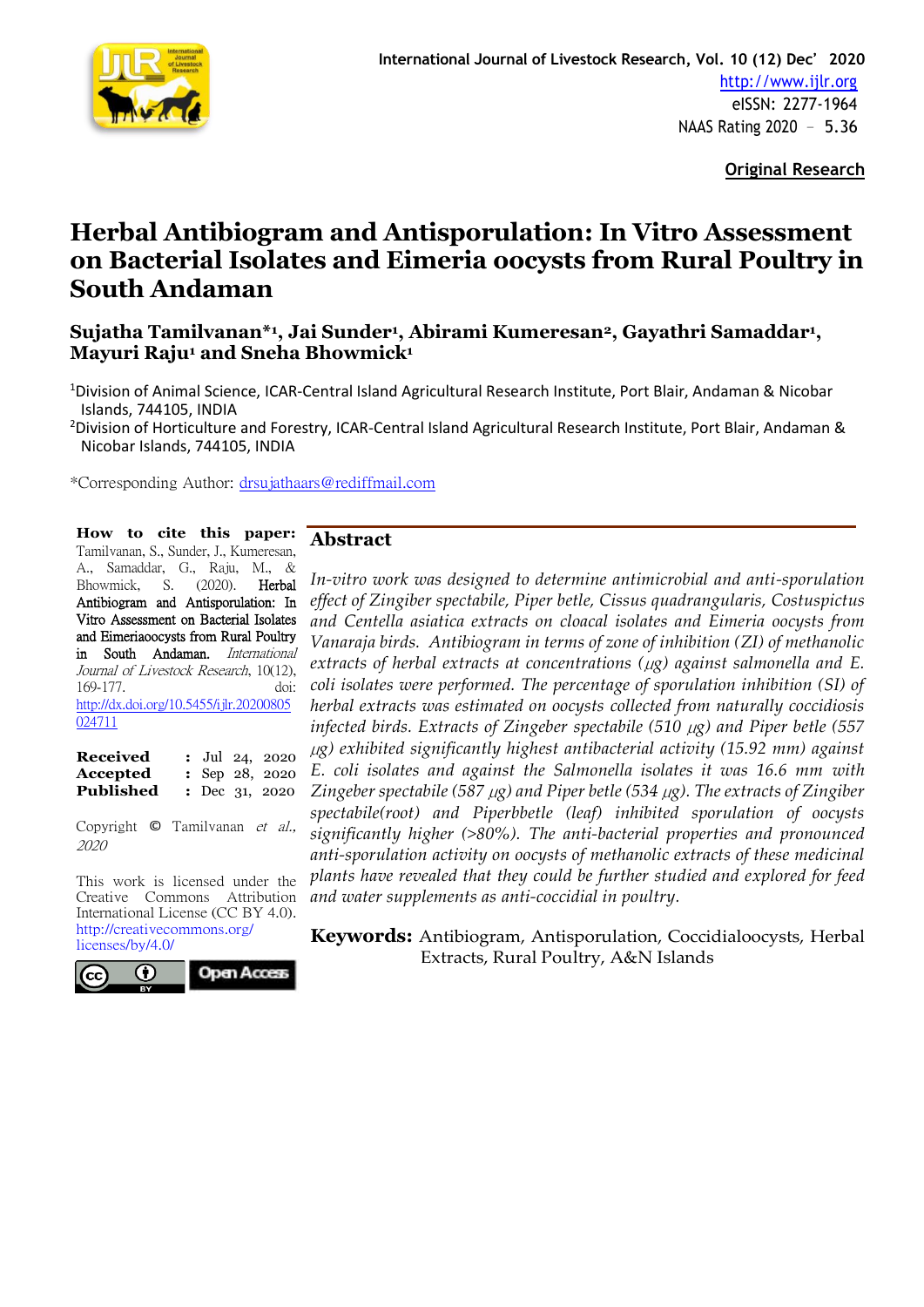International Journal of Livestock Research, Vol. 10 (12) Dec' 2020
http://www.ijlr.org
eISSN: 2277-1964
NAAS Rating 2020 – 5.36

**Original Research**

# Herbal Antibiogram and Antisporulation: In Vitro Assessment on Bacterial Isolates and Eimeria oocysts from Rural Poultry in South Andaman

**Sujatha Tamilvanan*[1], Jai Sunder[1], Abirami Kumeresan[2], Gayathri Samaddar[1], Mayuri Raju[1] and Sneha Bhowmick[1]**

[1]Division of Animal Science, ICAR-Central Island Agricultural Research Institute, Port Blair, Andaman & Nicobar Islands, 744105, INDIA

[2]Division of Horticulture and Forestry, ICAR-Central Island Agricultural Research Institute, Port Blair, Andaman & Nicobar Islands, 744105, INDIA

*Corresponding Author: drsujathaars@rediffmail.com

**How to cite this paper:** Tamilvanan, S., Sunder, J., Kumeresan, A., Samaddar, G., Raju, M., & Bhowmick, S. (2020). Herbal Antibiogram and Antisporulation: In Vitro Assessment on Bacterial Isolates and Eimeriaoocysts from Rural Poultry in South Andaman. *International Journal of Livestock Research*, 10(12), 169-177. doi: http://dx.doi.org/10.5455/ijlr.20200805024711

**Received** : Jul 24, 2020
**Accepted** : Sep 28, 2020
**Published** : Dec 31, 2020

Copyright © Tamilvanan *et al.*, *2020*

This work is licensed under the Creative Commons Attribution International License (CC BY 4.0). http://creativecommons.org/licenses/by/4.0/

Open Access

## Abstract

*In-vitro work was designed to determine antimicrobial and anti-sporulation effect of Zingiber spectabile, Piper betle, Cissus quadrangularis, Costuspictus and Centella asiatica extracts on cloacal isolates and Eimeria oocysts from Vanaraja birds. Antibiogram in terms of zone of inhibition (ZI) of methanolic extracts of herbal extracts at concentrations (µg) against salmonella and E. coli isolates were performed. The percentage of sporulation inhibition (SI) of herbal extracts was estimated on oocysts collected from naturally coccidiosis infected birds. Extracts of Zingeber spectabile (510 µg) and Piper betle (557 µg) exhibited significantly highest antibacterial activity (15.92 mm) against E. coli isolates and against the Salmonella isolates it was 16.6 mm with Zingeber spectabile (587 µg) and Piper betle (534 µg). The extracts of Zingiber spectabile(root) and Piperbbetle (leaf) inhibited sporulation of oocysts significantly higher (>80%). The anti-bacterial properties and pronounced anti-sporulation activity on oocysts of methanolic extracts of these medicinal plants have revealed that they could be further studied and explored for feed and water supplements as anti-coccidial in poultry.*

**Keywords:** Antibiogram, Antisporulation, Coccidialoocysts, Herbal Extracts, Rural Poultry, A&N Islands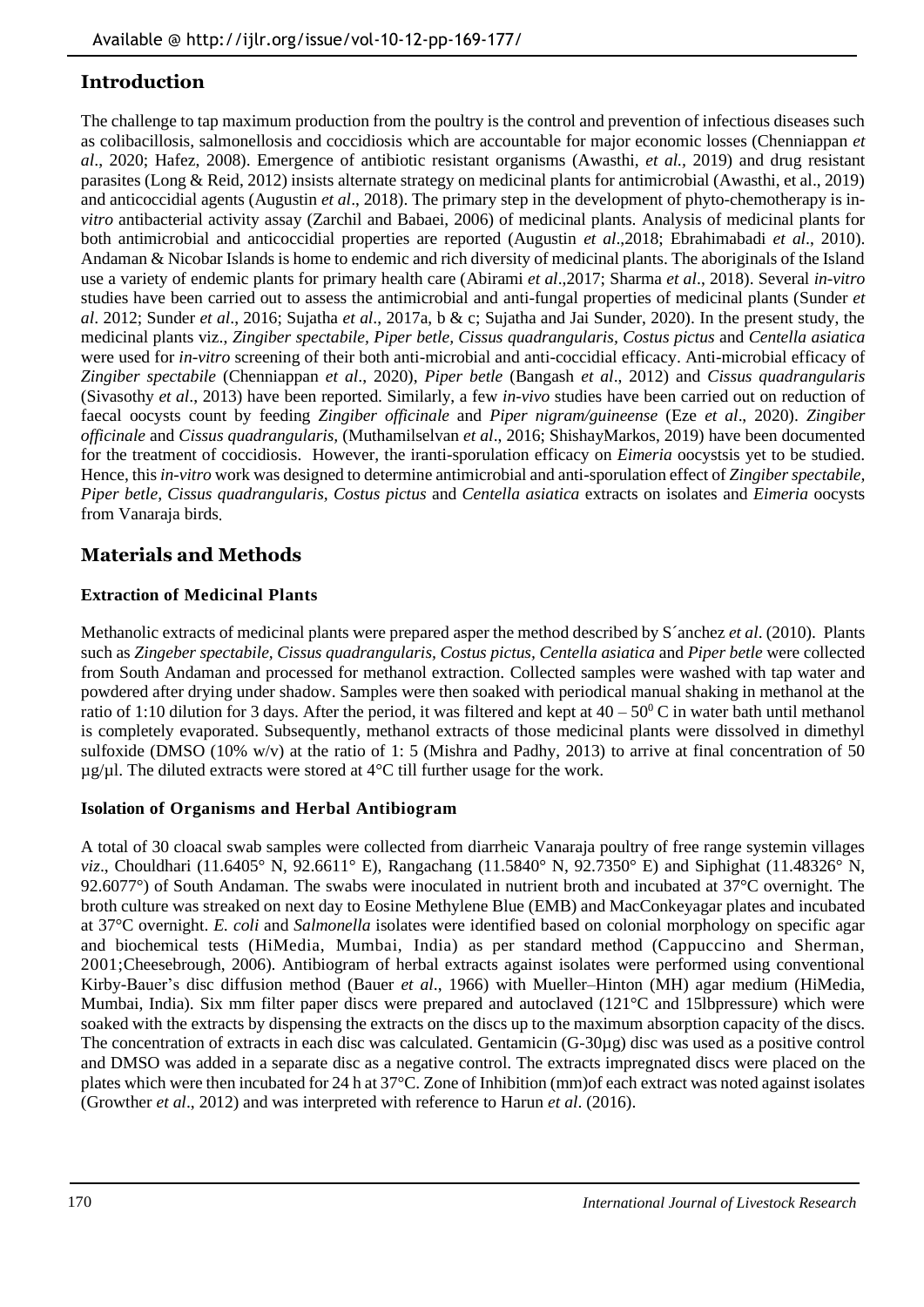## Introduction

The challenge to tap maximum production from the poultry is the control and prevention of infectious diseases such as colibacillosis, salmonellosis and coccidiosis which are accountable for major economic losses (Chenniappan *et al*., 2020; Hafez, 2008). Emergence of antibiotic resistant organisms (Awasthi, *et al.,* 2019) and drug resistant parasites (Long & Reid, 2012) insists alternate strategy on medicinal plants for antimicrobial (Awasthi, et al., 2019) and anticoccidial agents (Augustin *et al*., 2018). The primary step in the development of phyto-chemotherapy is *in-vitro* antibacterial activity assay (Zarchil and Babaei, 2006) of medicinal plants. Analysis of medicinal plants for both antimicrobial and anticoccidial properties are reported (Augustin *et al*.,2018; Ebrahimabadi *et al*., 2010). Andaman & Nicobar Islands is home to endemic and rich diversity of medicinal plants. The aboriginals of the Island use a variety of endemic plants for primary health care (Abirami *et al*.,2017; Sharma *et al*., 2018). Several *in-vitro* studies have been carried out to assess the antimicrobial and anti-fungal properties of medicinal plants (Sunder *et al*. 2012; Sunder *et al*., 2016; Sujatha *et al*., 2017a, b & c; Sujatha and Jai Sunder, 2020). In the present study, the medicinal plants viz., *Zingiber spectabile, Piper betle, Cissus quadrangularis, Costus pictus* and *Centella asiatica* were used for *in-vitro* screening of their both anti-microbial and anti-coccidial efficacy. Anti-microbial efficacy of *Zingiber spectabile* (Chenniappan *et al*., 2020), *Piper betle* (Bangash *et al*., 2012) and *Cissus quadrangularis* (Sivasothy *et al*., 2013) have been reported. Similarly, a few *in-vivo* studies have been carried out on reduction of faecal oocysts count by feeding *Zingiber officinale* and *Piper nigram/guineense* (Eze *et al*., 2020). *Zingiber officinale* and *Cissus quadrangularis,* (Muthamilselvan *et al*., 2016; ShishayMarkos, 2019) have been documented for the treatment of coccidiosis. However, the iranti-sporulation efficacy on *Eimeria* oocystsis yet to be studied. Hence, this *in-vitro* work was designed to determine antimicrobial and anti-sporulation effect of *Zingiber spectabile, Piper betle, Cissus quadrangularis, Costus pictus* and *Centella asiatica* extracts on isolates and *Eimeria* oocysts from Vanaraja birds.

## Materials and Methods

### Extraction of Medicinal Plants

Methanolic extracts of medicinal plants were prepared asper the method described by S´anchez *et al*. (2010). Plants such as *Zingeber spectabile, Cissus quadrangularis, Costus pictus, Centella asiatica* and *Piper betle* were collected from South Andaman and processed for methanol extraction. Collected samples were washed with tap water and powdered after drying under shadow. Samples were then soaked with periodical manual shaking in methanol at the ratio of 1:10 dilution for 3 days. After the period, it was filtered and kept at 40 – $50^0$ C in water bath until methanol is completely evaporated. Subsequently, methanol extracts of those medicinal plants were dissolved in dimethyl sulfoxide (DMSO (10% w/v) at the ratio of 1: 5 (Mishra and Padhy, 2013) to arrive at final concentration of 50 µg/µl. The diluted extracts were stored at 4°C till further usage for the work.

### Isolation of Organisms and Herbal Antibiogram

A total of 30 cloacal swab samples were collected from diarrheic Vanaraja poultry of free range systemin villages *viz*., Chouldhari (11.6405° N, 92.6611° E), Rangachang (11.5840° N, 92.7350° E) and Siphighat (11.48326° N, 92.6077°) of South Andaman. The swabs were inoculated in nutrient broth and incubated at 37°C overnight. The broth culture was streaked on next day to Eosine Methylene Blue (EMB) and MacConkeyagar plates and incubated at 37°C overnight. *E. coli* and *Salmonella* isolates were identified based on colonial morphology on specific agar and biochemical tests (HiMedia, Mumbai, India) as per standard method (Cappuccino and Sherman, 2001;Cheesebrough, 2006). Antibiogram of herbal extracts against isolates were performed using conventional Kirby-Bauer's disc diffusion method (Bauer *et al*., 1966) with Mueller–Hinton (MH) agar medium (HiMedia, Mumbai, India). Six mm filter paper discs were prepared and autoclaved (121°C and 15lbpressure) which were soaked with the extracts by dispensing the extracts on the discs up to the maximum absorption capacity of the discs. The concentration of extracts in each disc was calculated. Gentamicin (G-30µg) disc was used as a positive control and DMSO was added in a separate disc as a negative control. The extracts impregnated discs were placed on the plates which were then incubated for 24 h at 37°C. Zone of Inhibition (mm)of each extract was noted against isolates (Growther *et al*., 2012) and was interpreted with reference to Harun *et al*. (2016).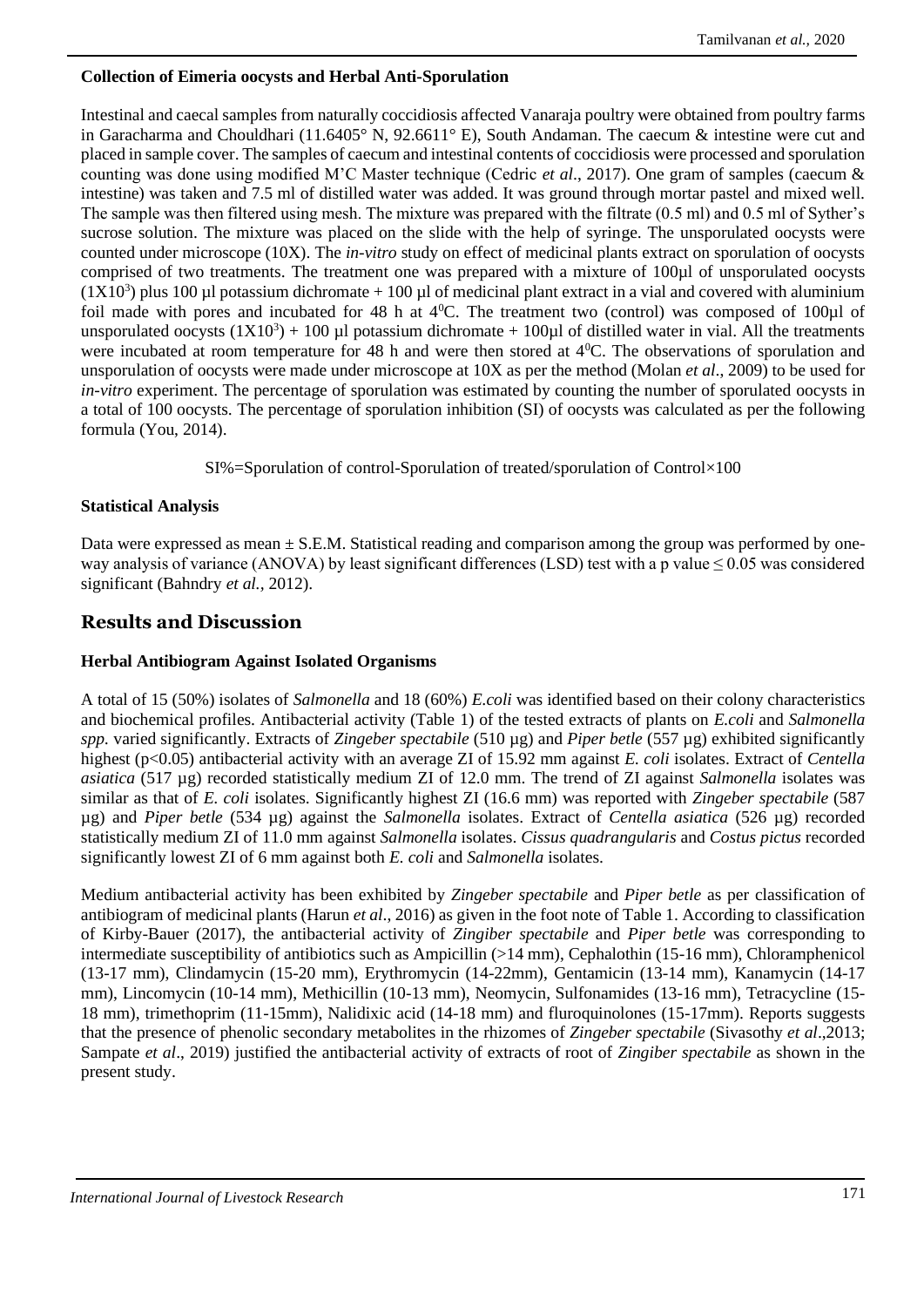### Collection of Eimeria oocysts and Herbal Anti-Sporulation

Intestinal and caecal samples from naturally coccidiosis affected Vanaraja poultry were obtained from poultry farms in Garacharma and Chouldhari (11.6405° N, 92.6611° E), South Andaman. The caecum & intestine were cut and placed in sample cover. The samples of caecum and intestinal contents of coccidiosis were processed and sporulation counting was done using modified M'C Master technique (Cedric *et al*., 2017). One gram of samples (caecum & intestine) was taken and 7.5 ml of distilled water was added. It was ground through mortar pastel and mixed well. The sample was then filtered using mesh. The mixture was prepared with the filtrate (0.5 ml) and 0.5 ml of Syther's sucrose solution. The mixture was placed on the slide with the help of syringe. The unsporulated oocysts were counted under microscope (10X). The *in-vitro* study on effect of medicinal plants extract on sporulation of oocysts comprised of two treatments. The treatment one was prepared with a mixture of 100µl of unsporulated oocysts ($1X10^3$) plus 100 µl potassium dichromate + 100 µl of medicinal plant extract in a vial and covered with aluminium foil made with pores and incubated for 48 h at $4^0$C. The treatment two (control) was composed of 100µl of unsporulated oocysts ($1X10^3$) + 100 µl potassium dichromate + 100µl of distilled water in vial. All the treatments were incubated at room temperature for 48 h and were then stored at $4^0$C. The observations of sporulation and unsporulation of oocysts were made under microscope at 10X as per the method (Molan *et al*., 2009) to be used for *in-vitro* experiment. The percentage of sporulation was estimated by counting the number of sporulated oocysts in a total of 100 oocysts. The percentage of sporulation inhibition (SI) of oocysts was calculated as per the following formula (You, 2014).

SI%=Sporulation of control-Sporulation of treated/sporulation of Control×100

### Statistical Analysis

Data were expressed as mean ± S.E.M. Statistical reading and comparison among the group was performed by one-way analysis of variance (ANOVA) by least significant differences (LSD) test with a p value $\leq 0.05$ was considered significant (Bahndry *et al.,* 2012).

## Results and Discussion

### Herbal Antibiogram Against Isolated Organisms

A total of 15 (50%) isolates of *Salmonella* and 18 (60%) *E.coli* was identified based on their colony characteristics and biochemical profiles. Antibacterial activity (Table 1) of the tested extracts of plants on *E.coli* and *Salmonella spp.* varied significantly. Extracts of *Zingeber spectabile* (510 µg) and *Piper betle* (557 µg) exhibited significantly highest ($p<0.05$) antibacterial activity with an average ZI of 15.92 mm against *E. coli* isolates. Extract of *Centella asiatica* (517 µg) recorded statistically medium ZI of 12.0 mm. The trend of ZI against *Salmonella* isolates was similar as that of *E. coli* isolates. Significantly highest ZI (16.6 mm) was reported with *Zingeber spectabile* (587 µg) and *Piper betle* (534 µg) against the *Salmonella* isolates. Extract of *Centella asiatica* (526 µg) recorded statistically medium ZI of 11.0 mm against *Salmonella* isolates. *Cissus quadrangularis* and *Costus pictus* recorded significantly lowest ZI of 6 mm against both *E. coli* and *Salmonella* isolates.

Medium antibacterial activity has been exhibited by *Zingeber spectabile* and *Piper betle* as per classification of antibiogram of medicinal plants (Harun *et al*., 2016) as given in the foot note of Table 1. According to classification of Kirby-Bauer (2017), the antibacterial activity of *Zingibier spectabile* and *Piper betle* was corresponding to intermediate susceptibility of antibiotics such as Ampicillin (>14 mm), Cephalothin (15-16 mm), Chloramphenicol (13-17 mm), Clindamycin (15-20 mm), Erythromycin (14-22mm), Gentamicin (13-14 mm), Kanamycin (14-17 mm), Lincomycin (10-14 mm), Methicillin (10-13 mm), Neomycin, Sulfonamides (13-16 mm), Tetracycline (15-18 mm), trimethoprim (11-15mm), Nalidixic acid (14-18 mm) and fluroquinolones (15-17mm). Reports suggests that the presence of phenolic secondary metabolites in the rhizomes of *Zingeber spectabile* (Sivasothy *et al*.,2013; Sampate *et al*., 2019) justified the antibacterial activity of extracts of root of *Zingiber spectabile* as shown in the present study.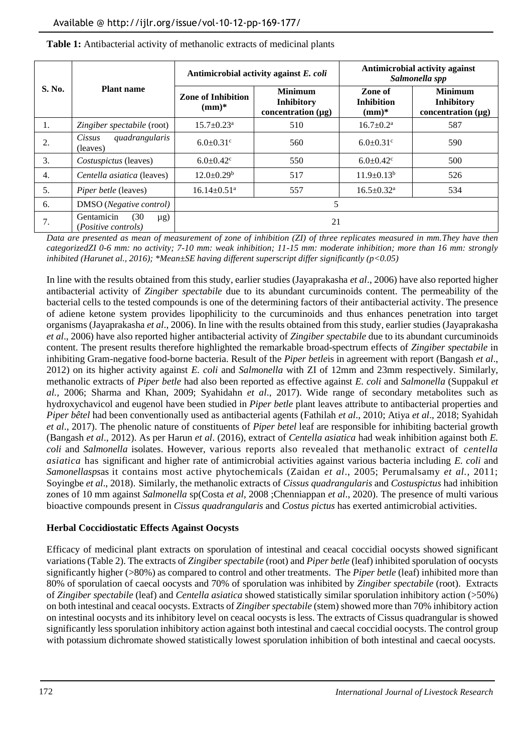**Table 1:** Antibacterial activity of methanolic extracts of medicinal plants

| S. No. | Plant name | Antimicrobial activity against *E. coli* | | Antimicrobial activity against *Salmonella spp* | |
|---|---|---|---|---|---|
| | | **Zone of Inhibition (mm)*** | **Minimum Inhibitory concentration (µg)** | **Zone of Inhibition (mm)*** | **Minimum Inhibitory concentration (µg)** |
| 1. | *Zingiber spectabile* (root) | $15.7±0.23^{a}$ | 510 | $16.7±0.2^{a}$ | 587 |
| 2. | *Cissus quadrangularis* (leaves) | $6.0±0.31^{c}$ | 560 | $6.0±0.31^{c}$ | 590 |
| 3. | *Costuspictus* (leaves) | $6.0±0.42^{c}$ | 550 | $6.0±0.42^{c}$ | 500 |
| 4. | *Centella asiatica* (leaves) | $12.0±0.29^{b}$ | 517 | $11.9±0.13^{b}$ | 526 |
| 5. | *Piper betle* (leaves) | $16.14±0.51^{a}$ | 557 | $16.5±0.32^{a}$ | 534 |
| 6. | DMSO (*Negative control)* | 5 | | | |
| 7. | Gentamicin (30 µg) (*Positive controls)* | 21 | | | |

*Data are presented as mean of measurement of zone of inhibition (ZI) of three replicates measured in mm.They have then categorizedZI 0-6 mm: no activity; 7-10 mm: weak inhibition; 11-15 mm: moderate inhibition; more than 16 mm: strongly inhibited (Harunet al., 2016); *Mean±SE having different superscript differ significantly (p<0.05)*

In line with the results obtained from this study, earlier studies (Jayaprakasha *et al*., 2006) have also reported higher antibacterial activity of *Zingiber spectabile* due to its abundant curcuminoids content. The permeability of the bacterial cells to the tested compounds is one of the determining factors of their antibacterial activity. The presence of adiene ketone system provides lipophilicity to the curcuminoids and thus enhances penetration into target organisms (Jayaprakasha *et al*., 2006). In line with the results obtained from this study, earlier studies (Jayaprakasha *et al*., 2006) have also reported higher antibacterial activity of *Zingiber spectabile* due to its abundant curcuminoids content. The present results therefore highlighted the remarkable broad-spectrum effects of *Zingiber spectabile* in inhibiting Gram-negative food-borne bacteria. Result of the *Piper betle*is in agreement with report (Bangash *et al*., 2012) on its higher activity against *E. coli* and *Salmonella* with ZI of 12mm and 23mm respectively. Similarly, methanolic extracts of *Piper betle* had also been reported as effective against *E. coli* and *Salmonella* (Suppakul *et al.,* 2006; Sharma and Khan, 2009; Syahidahn *et al*., 2017). Wide range of secondary metabolites such as hydroxychavicol and eugenol have been studied in *Piper betle* plant leaves attribute to antibacterial properties and *Piper bêtel* had been conventionally used as antibacterial agents (Fathilah *et al*., 2010; Atiya *et al*., 2018; Syahidah *et al*., 2017). The phenolic nature of constituents of *Piper betel* leaf are responsible for inhibiting bacterial growth (Bangash *et al*., 2012). As per Harun *et al*. (2016), extract of *Centella asiatica* had weak inhibition against both *E. coli* and *Salmonella* isolates. However, various reports also revealed that methanolic extract of *centella asiatica* has significant and higher rate of antimicrobial activities against various bacteria including *E. coli* and *Samonellasps*as it contains most active phytochemicals (Zaidan *et al*., 2005; Perumalsamy *et al.,* 2011; Soyingbe *et al*., 2018). Similarly, the methanolic extracts of *Cissus quadrangularis* and *Costuspictus* had inhibition zones of 10 mm against *Salmonella* sp(Costa *et al*, 2008 ;Chenniappan *et al*., 2020). The presence of multi various bioactive compounds present in *Cissus quadrangularis* and *Costus pictus* has exerted antimicrobial activities.

**Herbal Coccidiostatic Effects Against Oocysts**

Efficacy of medicinal plant extracts on sporulation of intestinal and ceacal coccidial oocysts showed significant variations (Table 2). The extracts of *Zingiber spectabile* (root) and *Piper betle* (leaf) inhibited sporulation of oocysts significantly higher (>80%) as compared to control and other treatments. The *Piper betle* (leaf) inhibited more than 80% of sporulation of caecal oocysts and 70% of sporulation was inhibited by *Zingiber spectabile* (root). Extracts of *Zingiber spectabile* (leaf) and *Centella asiatica* showed statistically similar sporulation inhibitory action (>50%) on both intestinal and ceacal oocysts. Extracts of *Zingiber spectabile* (stem) showed more than 70% inhibitory action on intestinal oocysts and its inhibitory level on ceacal oocysts is less. The extracts of Cissus quadrangular is showed significantly less sporulation inhibitory action against both intestinal and caecal coccidial oocysts. The control group with potassium dichromate showed statistically lowest sporulation inhibition of both intestinal and caecal oocysts.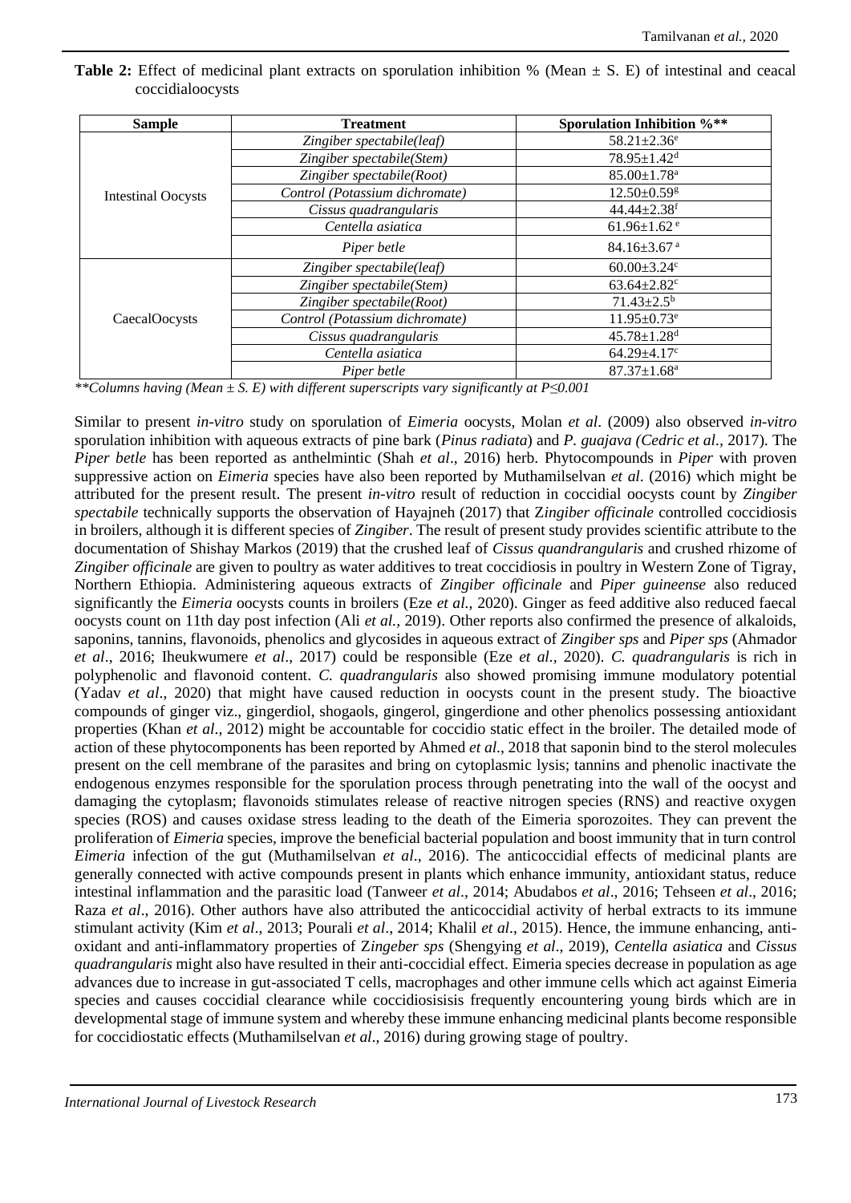**Table 2:** Effect of medicinal plant extracts on sporulation inhibition % (Mean ± S. E) of intestinal and ceacal coccidialoocysts

| Sample | Treatment | Sporulation Inhibition %** |
|---|---|---|
| Intestinal Oocysts | *Zingiber spectabile(leaf)* | 58.21±2.36$^{e}$ |
| | *Zingiber spectabile(Stem)* | 78.95±1.42$^{d}$ |
| | *Zingiber spectabile(Root)* | 85.00±1.78$^{a}$ |
| | *Control (Potassium dichromate)* | 12.50±0.59$^{g}$ |
| | *Cissus quadrangularis* | 44.44±2.38$^{f}$ |
| | *Centella asiatica* | 61.96±1.62$^{e}$ |
| | *Piper betle* | 84.16±3.67$^{a}$ |
| CaecalOocysts | *Zingiber spectabile(leaf)* | 60.00±3.24$^{c}$ |
| | *Zingiber spectabile(Stem)* | 63.64±2.82$^{c}$ |
| | *Zingiber spectabile(Root)* | 71.43±2.5$^{b}$ |
| | *Control (Potassium dichromate)* | 11.95±0.73$^{e}$ |
| | *Cissus quadrangularis* | 45.78±1.28$^{d}$ |
| | *Centella asiatica* | 64.29±4.17$^{c}$ |
| | *Piper betle* | 87.37±1.68$^{a}$ |

***Columns having (Mean ± S. E) with different superscripts vary significantly at P≤0.001*

Similar to present *in-vitro* study on sporulation of *Eimeria* oocysts, Molan *et al*. (2009) also observed *in-vitro* sporulation inhibition with aqueous extracts of pine bark (*Pinus radiata*) and *P. guajava (Cedric et al.,* 2017). The *Piper betle* has been reported as anthelmintic (Shah *et al*., 2016) herb. Phytocompounds in *Piper* with proven suppressive action on *Eimeria* species have also been reported by Muthamilselvan *et al*. (2016) which might be attributed for the present result. The present *in-vitro* result of reduction in coccidial oocysts count by *Zingiber spectabile* technically supports the observation of Hayajneh (2017) that Z*ingiber officinale* controlled coccidiosis in broilers, although it is different species of *Zingiber*. The result of present study provides scientific attribute to the documentation of Shishay Markos (2019) that the crushed leaf of *Cissus quandrangularis* and crushed rhizome of *Zingiber officinale* are given to poultry as water additives to treat coccidiosis in poultry in Western Zone of Tigray, Northern Ethiopia. Administering aqueous extracts of *Zingiber officinale* and *Piper guineense* also reduced significantly the *Eimeria* oocysts counts in broilers (Eze *et al.,* 2020). Ginger as feed additive also reduced faecal oocysts count on 11th day post infection (Ali *et al.,* 2019). Other reports also confirmed the presence of alkaloids, saponins, tannins, flavonoids, phenolics and glycosides in aqueous extract of *Zingiber sps* and *Piper sps* (Ahmador *et al*., 2016; Iheukwumere *et al*., 2017) could be responsible (Eze *et al*., 2020). *C. quadrangularis* is rich in polyphenolic and flavonoid content. *C. quadrangularis* also showed promising immune modulatory potential (Yadav *et al*., 2020) that might have caused reduction in oocysts count in the present study. The bioactive compounds of ginger viz., gingerdiol, shogaols, gingerol, gingerdione and other phenolics possessing antioxidant properties (Khan *et al*., 2012) might be accountable for coccidio static effect in the broiler. The detailed mode of action of these phytocomponents has been reported by Ahmed *et al*., 2018 that saponin bind to the sterol molecules present on the cell membrane of the parasites and bring on cytoplasmic lysis; tannins and phenolic inactivate the endogenous enzymes responsible for the sporulation process through penetrating into the wall of the oocyst and damaging the cytoplasm; flavonoids stimulates release of reactive nitrogen species (RNS) and reactive oxygen species (ROS) and causes oxidase stress leading to the death of the Eimeria sporozoites. They can prevent the proliferation of *Eimeria* species, improve the beneficial bacterial population and boost immunity that in turn control *Eimeria* infection of the gut (Muthamilselvan *et al*., 2016). The anticoccidial effects of medicinal plants are generally connected with active compounds present in plants which enhance immunity, antioxidant status, reduce intestinal inflammation and the parasitic load (Tanweer *et al*., 2014; Abudabos *et al*., 2016; Tehseen *et al*., 2016; Raza *et al*., 2016). Other authors have also attributed the anticoccidial activity of herbal extracts to its immune stimulant activity (Kim *et al*., 2013; Pourali *et al*., 2014; Khalil *et al*., 2015). Hence, the immune enhancing, anti-oxidant and anti-inflammatory properties of Z*ingeber sps* (Shengying *et al*., 2019), *Centella asiatica* and *Cissus quadrangularis* might also have resulted in their anti-coccidial effect. Eimeria species decrease in population as age advances due to increase in gut-associated T cells, macrophages and other immune cells which act against Eimeria species and causes coccidial clearance while coccidiosisisis frequently encountering young birds which are in developmental stage of immune system and whereby these immune enhancing medicinal plants become responsible for coccidiostatic effects (Muthamilselvan *et al*., 2016) during growing stage of poultry.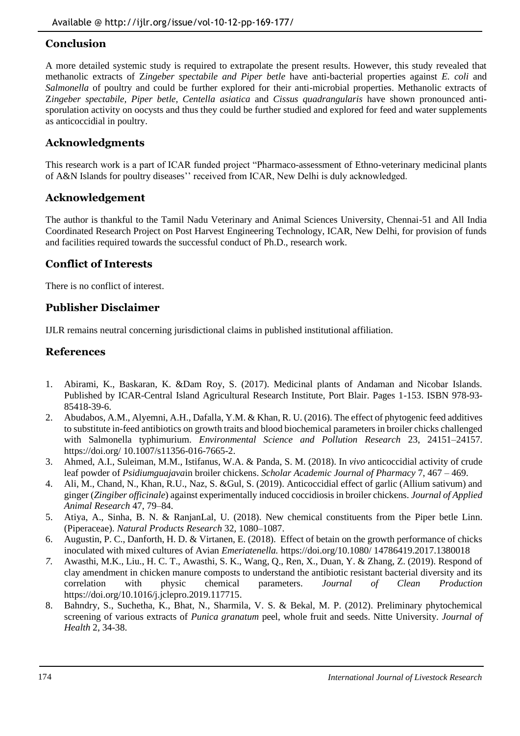## Conclusion

A more detailed systemic study is required to extrapolate the present results. However, this study revealed that methanolic extracts of Z*ingeber spectabile and Piper betle* have anti-bacterial properties against *E. coli* and *Salmonella* of poultry and could be further explored for their anti-microbial properties. Methanolic extracts of Z*ingeber spectabile, Piper betle, Centella asiatica* and *Cissus quadrangularis* have shown pronounced anti-sporulation activity on oocysts and thus they could be further studied and explored for feed and water supplements as anticoccidial in poultry.

## Acknowledgments

This research work is a part of ICAR funded project "Pharmaco-assessment of Ethno-veterinary medicinal plants of A&N Islands for poultry diseases'' received from ICAR, New Delhi is duly acknowledged.

## Acknowledgement

The author is thankful to the Tamil Nadu Veterinary and Animal Sciences University, Chennai-51 and All India Coordinated Research Project on Post Harvest Engineering Technology, ICAR, New Delhi, for provision of funds and facilities required towards the successful conduct of Ph.D., research work.

## Conflict of Interests

There is no conflict of interest.

## Publisher Disclaimer

IJLR remains neutral concerning jurisdictional claims in published institutional affiliation.

## References

1. Abirami, K., Baskaran, K. &Dam Roy, S. (2017). Medicinal plants of Andaman and Nicobar Islands. Published by ICAR-Central Island Agricultural Research Institute, Port Blair. Pages 1-153. ISBN 978-93-85418-39-6.
2. Abudabos, A.M., Alyemni, A.H., Dafalla, Y.M. & Khan, R. U. (2016). The effect of phytogenic feed additives to substitute in-feed antibiotics on growth traits and blood biochemical parameters in broiler chicks challenged with Salmonella typhimurium. *Environmental Science and Pollution Research* 23, 24151–24157. https://doi.org/ 10.1007/s11356-016-7665-2.
3. Ahmed, A.I., Suleiman, M.M., Istifanus, W.A. & Panda, S. M. (2018). In *vivo* anticoccidial activity of crude leaf powder of *Psidiumguajava*in broiler chickens. *Scholar Academic Journal of Pharmacy* 7, 467 – 469.
4. Ali, M., Chand, N., Khan, R.U., Naz, S. &Gul, S. (2019). Anticoccidial effect of garlic (Allium sativum) and ginger (*Zingiber officinale*) against experimentally induced coccidiosis in broiler chickens. *Journal of Applied Animal Research* 47, 79–84.
5. Atiya, A., Sinha, B. N. & RanjanLal, U. (2018). New chemical constituents from the Piper betle Linn. (Piperaceae). *Natural Products Research* 32, 1080–1087.
6. Augustin, P. C., Danforth, H. D. & Virtanen, E. (2018). Effect of betain on the growth performance of chicks inoculated with mixed cultures of Avian *Emeriatenella.* https://doi.org/10.1080/ 14786419.2017.1380018
7. Awasthi, M.K., Liu., H. C. T., Awasthi, S. K., Wang, Q., Ren, X., Duan, Y. & Zhang, Z. (2019). Respond of clay amendment in chicken manure composts to understand the antibiotic resistant bacterial diversity and its correlation with physic chemical parameters. *Journal of Clean Production* https://doi.org/10.1016/j.jclepro.2019.117715.
8. Bahndry, S., Suchetha, K., Bhat, N., Sharmila, V. S. & Bekal, M. P. (2012). Preliminary phytochemical screening of various extracts of *Punica granatum* peel, whole fruit and seeds. Nitte University. *Journal of Health* 2, 34-38.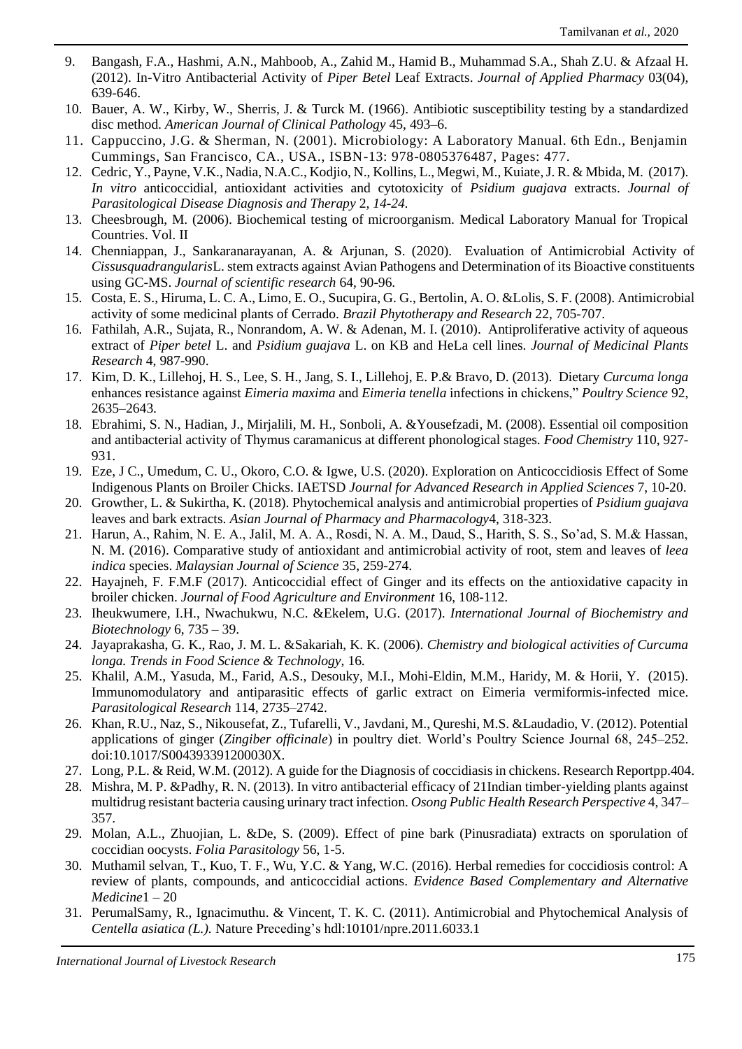9. Bangash, F.A., Hashmi, A.N., Mahboob, A., Zahid M., Hamid B., Muhammad S.A., Shah Z.U. & Afzaal H. (2012). In-Vitro Antibacterial Activity of *Piper Betel* Leaf Extracts. *Journal of Applied Pharmacy* 03(04), 639-646.
10. Bauer, A. W., Kirby, W., Sherris, J. & Turck M. (1966). Antibiotic susceptibility testing by a standardized disc method. *American Journal of Clinical Pathology* 45, 493–6.
11. Cappuccino, J.G. & Sherman, N. (2001). Microbiology: A Laboratory Manual. 6th Edn., Benjamin Cummings, San Francisco, CA., USA., ISBN-13: 978-0805376487, Pages: 477.
12. Cedric, Y., Payne, V.K., Nadia, N.A.C., Kodjio, N., Kollins, L., Megwi, M., Kuiate, J. R. & Mbida, M. (2017). *In vitro* anticoccidial, antioxidant activities and cytotoxicity of *Psidium guajava* extracts. *Journal of Parasitological Disease Diagnosis and Therapy* 2*, 14-24.*
13. Cheesbrough, M. (2006). Biochemical testing of microorganism. Medical Laboratory Manual for Tropical Countries. Vol. II
14. Chenniappan, J., Sankaranarayanan, A. & Arjunan, S. (2020). Evaluation of Antimicrobial Activity of *Cissusquadrangularis*L. stem extracts against Avian Pathogens and Determination of its Bioactive constituents using GC-MS. *Journal of scientific research* 64, 90-96.
15. Costa, E. S., Hiruma, L. C. A., Limo, E. O., Sucupira, G. G., Bertolin, A. O. &Lolis, S. F. (2008). Antimicrobial activity of some medicinal plants of Cerrado. *Brazil Phytotherapy and Research* 22, 705-707.
16. Fathilah, A.R., Sujata, R., Nonrandom, A. W. & Adenan, M. I. (2010). Antiproliferative activity of aqueous extract of *Piper betel* L. and *Psidium guajava* L. on KB and HeLa cell lines. *Journal of Medicinal Plants Research* 4, 987-990.
17. Kim, D. K., Lillehoj, H. S., Lee, S. H., Jang, S. I., Lillehoj, E. P.& Bravo, D. (2013). Dietary *Curcuma longa* enhances resistance against *Eimeria maxima* and *Eimeria tenella* infections in chickens," *Poultry Science* 92, 2635–2643.
18. Ebrahimi, S. N., Hadian, J., Mirjalili, M. H., Sonboli, A. &Yousefzadi, M. (2008). Essential oil composition and antibacterial activity of Thymus caramanicus at different phonological stages. *Food Chemistry* 110, 927-931.
19. Eze, J C., Umedum, C. U., Okoro, C.O. & Igwe, U.S. (2020). Exploration on Anticoccidiosis Effect of Some Indigenous Plants on Broiler Chicks. IAETSD *Journal for Advanced Research in Applied Sciences* 7, 10-20.
20. Growther, L. & Sukirtha, K. (2018). Phytochemical analysis and antimicrobial properties of *Psidium guajava* leaves and bark extracts. *Asian Journal of Pharmacy and Pharmacology*4, 318-323.
21. Harun, A., Rahim, N. E. A., Jalil, M. A. A., Rosdi, N. A. M., Daud, S., Harith, S. S., So'ad, S. M.& Hassan, N. M. (2016). Comparative study of antioxidant and antimicrobial activity of root, stem and leaves of *leea indica* species. *Malaysian Journal of Science* 35, 259-274.
22. Hayajneh, F. F.M.F (2017). Anticoccidial effect of Ginger and its effects on the antioxidative capacity in broiler chicken. *Journal of Food Agriculture and Environment* 16, 108-112.
23. Iheukwumere, I.H., Nwachukwu, N.C. &Ekelem, U.G. (2017). *International Journal of Biochemistry and Biotechnology* 6, 735 – 39.
24. Jayaprakasha, G. K., Rao, J. M. L. &Sakariah, K. K. (2006). *Chemistry and biological activities of Curcuma longa. Trends in Food Science & Technology,* 16.
25. Khalil, A.M., Yasuda, M., Farid, A.S., Desouky, M.I., Mohi-Eldin, M.M., Haridy, M. & Horii, Y. (2015). Immunomodulatory and antiparasitic effects of garlic extract on Eimeria vermiformis-infected mice. *Parasitological Research* 114, 2735–2742.
26. Khan, R.U., Naz, S., Nikousefat, Z., Tufarelli, V., Javdani, M., Qureshi, M.S. &Laudadio, V. (2012). Potential applications of ginger (*Zingiber officinale*) in poultry diet. World's Poultry Science Journal 68, 245–252. doi:10.1017/S004393391200030X.
27. Long, P.L. & Reid, W.M. (2012). A guide for the Diagnosis of coccidiasis in chickens. Research Reportpp.404.
28. Mishra, M. P. &Padhy, R. N. (2013). In vitro antibacterial efficacy of 21Indian timber-yielding plants against multidrug resistant bacteria causing urinary tract infection. *Osong Public Health Research Perspective* 4, 347–357.
29. Molan, A.L., Zhuojian, L. &De, S. (2009). Effect of pine bark (Pinusradiata) extracts on sporulation of coccidian oocysts. *Folia Parasitology* 56, 1-5.
30. Muthamil selvan, T., Kuo, T. F., Wu, Y.C. & Yang, W.C. (2016). Herbal remedies for coccidiosis control: A review of plants, compounds, and anticoccidial actions. *Evidence Based Complementary and Alternative Medicine*1 – 20
31. PerumalSamy, R., Ignacimuthu. & Vincent, T. K. C. (2011). Antimicrobial and Phytochemical Analysis of *Centella asiatica (L.).* Nature Preceding's hdl:10101/npre.2011.6033.1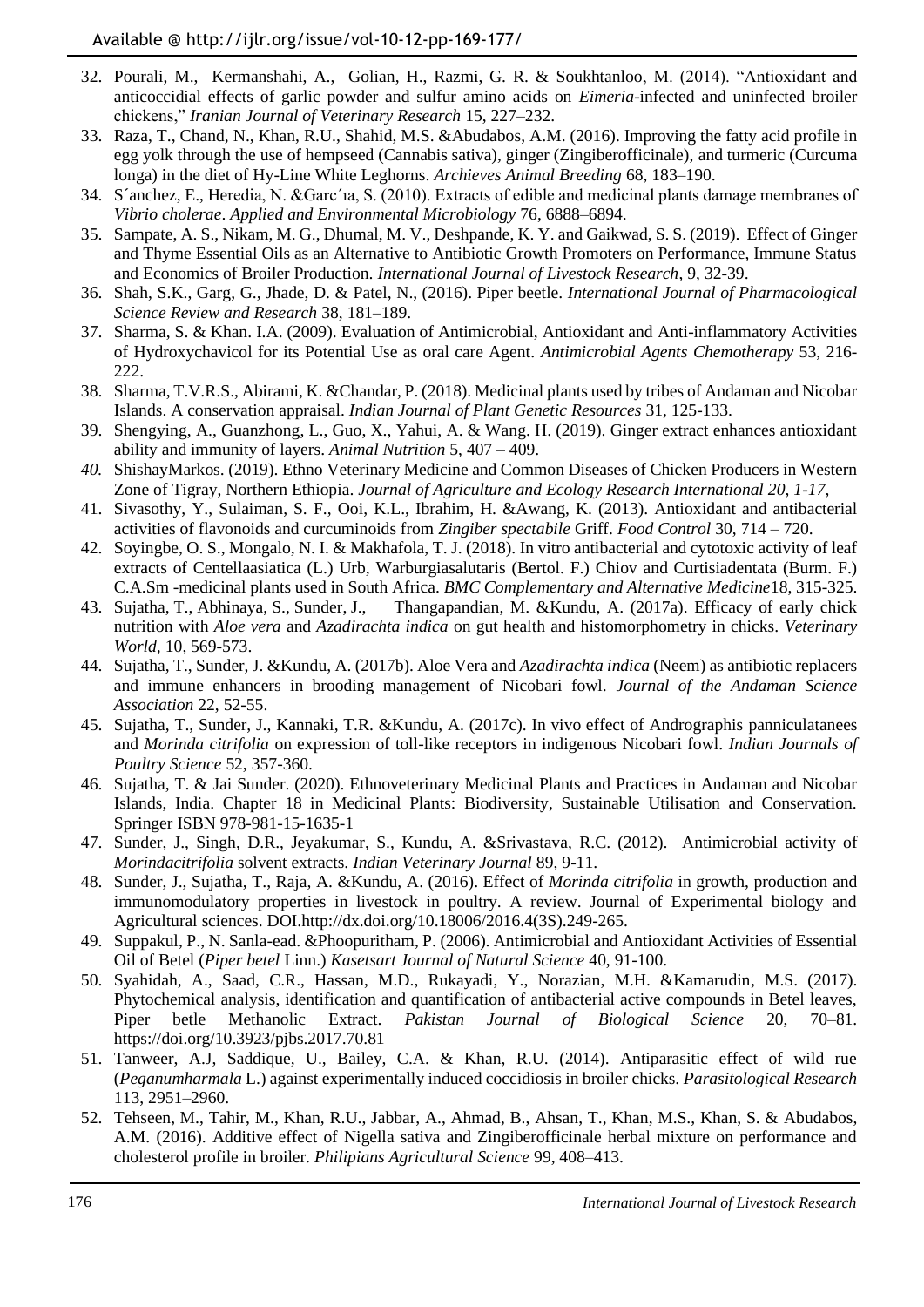32. Pourali, M., Kermanshahi, A., Golian, H., Razmi, G. R. & Soukhtanloo, M. (2014). "Antioxidant and anticoccidial effects of garlic powder and sulfur amino acids on *Eimeria*-infected and uninfected broiler chickens," *Iranian Journal of Veterinary Research* 15, 227–232.
33. Raza, T., Chand, N., Khan, R.U., Shahid, M.S. &Abudabos, A.M. (2016). Improving the fatty acid profile in egg yolk through the use of hempseed (Cannabis sativa), ginger (Zingiberofficinale), and turmeric (Curcuma longa) in the diet of Hy-Line White Leghorns. *Archieves Animal Breeding* 68, 183–190.
34. S´anchez, E., Heredia, N. &Garc´ıa, S. (2010). Extracts of edible and medicinal plants damage membranes of *Vibrio cholerae*. *Applied and Environmental Microbiology* 76, 6888–6894.
35. Sampate, A. S., Nikam, M. G., Dhumal, M. V., Deshpande, K. Y. and Gaikwad, S. S. (2019). Effect of Ginger and Thyme Essential Oils as an Alternative to Antibiotic Growth Promoters on Performance, Immune Status and Economics of Broiler Production. *International Journal of Livestock Research*, 9, 32-39.
36. Shah, S.K., Garg, G., Jhade, D. & Patel, N., (2016). Piper beetle. *International Journal of Pharmacological Science Review and Research* 38, 181–189.
37. Sharma, S. & Khan. I.A. (2009). Evaluation of Antimicrobial, Antioxidant and Anti-inflammatory Activities of Hydroxychavicol for its Potential Use as oral care Agent. *Antimicrobial Agents Chemotherapy* 53, 216-222.
38. Sharma, T.V.R.S., Abirami, K. &Chandar, P. (2018). Medicinal plants used by tribes of Andaman and Nicobar Islands. A conservation appraisal. *Indian Journal of Plant Genetic Resources* 31, 125-133.
39. Shengying, A., Guanzhong, L., Guo, X., Yahui, A. & Wang. H. (2019). Ginger extract enhances antioxidant ability and immunity of layers. *Animal Nutrition* 5, 407 – 409.
40. ShishayMarkos. (2019). Ethno Veterinary Medicine and Common Diseases of Chicken Producers in Western Zone of Tigray, Northern Ethiopia. *Journal of Agriculture and Ecology Research International 20, 1-17,*
41. Sivasothy, Y., Sulaiman, S. F., Ooi, K.L., Ibrahim, H. &Awang, K. (2013). Antioxidant and antibacterial activities of flavonoids and curcuminoids from *Zingiber spectabile* Griff. *Food Control* 30, 714 – 720.
42. Soyingbe, O. S., Mongalo, N. I. & Makhafola, T. J. (2018). In vitro antibacterial and cytotoxic activity of leaf extracts of Centellaasiatica (L.) Urb, Warburgiasalutaris (Bertol. F.) Chiov and Curtisiadentata (Burm. F.) C.A.Sm -medicinal plants used in South Africa. *BMC Complementary and Alternative Medicine*18, 315-325.
43. Sujatha, T., Abhinaya, S., Sunder, J., Thangapandian, M. &Kundu, A. (2017a). Efficacy of early chick nutrition with *Aloe vera* and *Azadirachta indica* on gut health and histomorphometry in chicks. *Veterinary World*, 10, 569-573.
44. Sujatha, T., Sunder, J. &Kundu, A. (2017b). Aloe Vera and *Azadirachta indica* (Neem) as antibiotic replacers and immune enhancers in brooding management of Nicobari fowl. *Journal of the Andaman Science Association* 22, 52-55.
45. Sujatha, T., Sunder, J., Kannaki, T.R. &Kundu, A. (2017c). In vivo effect of Andrographis panniculatanees and *Morinda citrifolia* on expression of toll-like receptors in indigenous Nicobari fowl. *Indian Journals of Poultry Science* 52, 357-360.
46. Sujatha, T. & Jai Sunder. (2020). Ethnoveterinary Medicinal Plants and Practices in Andaman and Nicobar Islands, India. Chapter 18 in Medicinal Plants: Biodiversity, Sustainable Utilisation and Conservation. Springer ISBN 978-981-15-1635-1
47. Sunder, J., Singh, D.R., Jeyakumar, S., Kundu, A. &Srivastava, R.C. (2012). Antimicrobial activity of *Morindacitrifolia* solvent extracts. *Indian Veterinary Journal* 89, 9-11.
48. Sunder, J., Sujatha, T., Raja, A. &Kundu, A. (2016). Effect of *Morinda citrifolia* in growth, production and immunomodulatory properties in livestock in poultry. A review. Journal of Experimental biology and Agricultural sciences. DOI.http://dx.doi.org/10.18006/2016.4(3S).249-265.
49. Suppakul, P., N. Sanla-ead. &Phoopuritham, P. (2006). Antimicrobial and Antioxidant Activities of Essential Oil of Betel (*Piper betel* Linn.) *Kasetsart Journal of Natural Science* 40, 91-100.
50. Syahidah, A., Saad, C.R., Hassan, M.D., Rukayadi, Y., Norazian, M.H. &Kamarudin, M.S. (2017). Phytochemical analysis, identification and quantification of antibacterial active compounds in Betel leaves, Piper betle Methanolic Extract. *Pakistan Journal of Biological Science* 20, 70–81. https://doi.org/10.3923/pjbs.2017.70.81
51. Tanweer, A.J, Saddique, U., Bailey, C.A. & Khan, R.U. (2014). Antiparasitic effect of wild rue (*Peganumharmala* L.) against experimentally induced coccidiosis in broiler chicks. *Parasitological Research* 113, 2951–2960.
52. Tehseen, M., Tahir, M., Khan, R.U., Jabbar, A., Ahmad, B., Ahsan, T., Khan, M.S., Khan, S. & Abudabos, A.M. (2016). Additive effect of Nigella sativa and Zingiberofficinale herbal mixture on performance and cholesterol profile in broiler. *Philipians Agricultural Science* 99, 408–413.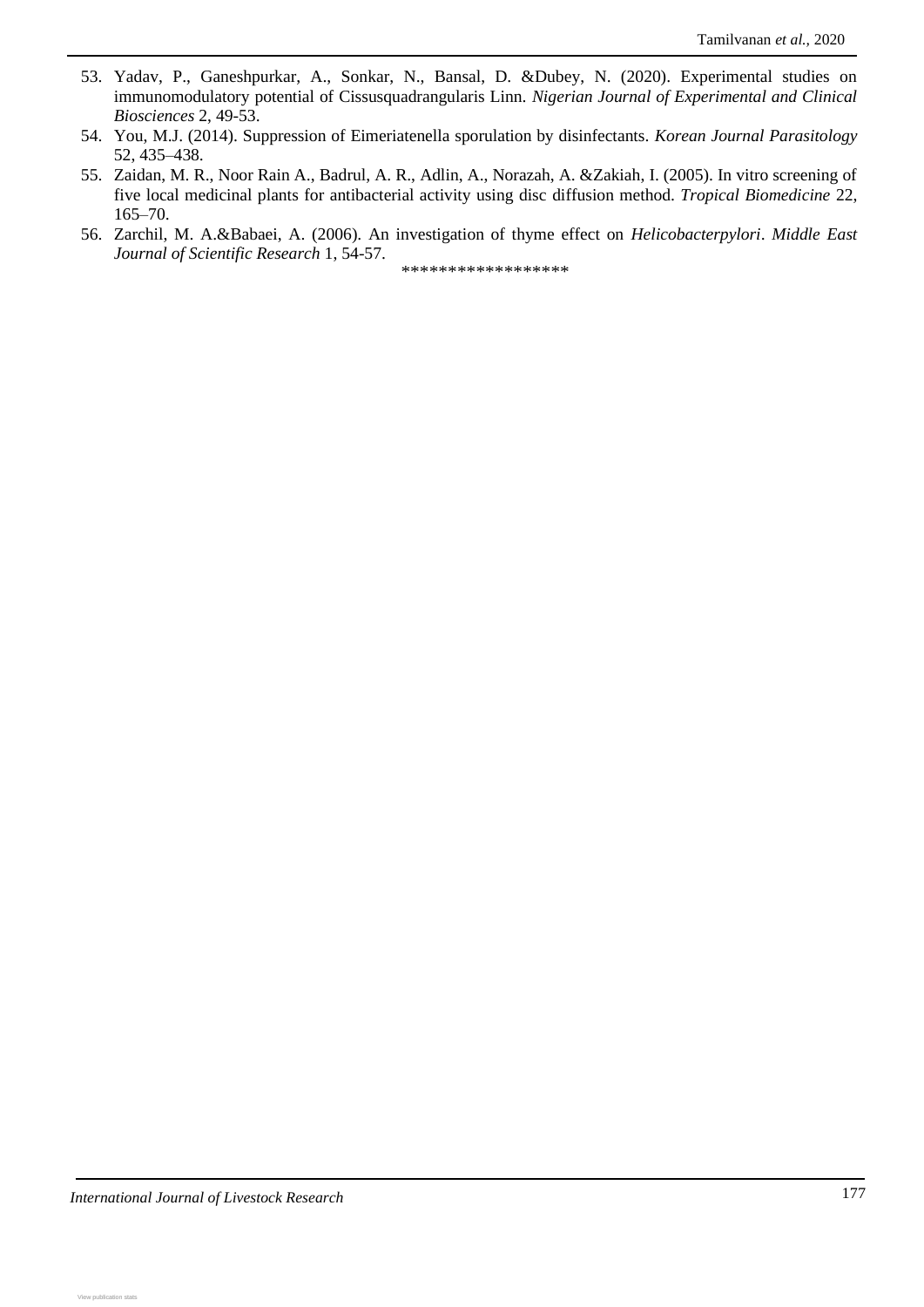53. Yadav, P., Ganeshpurkar, A., Sonkar, N., Bansal, D. &Dubey, N. (2020). Experimental studies on immunomodulatory potential of Cissusquadrangularis Linn. *Nigerian Journal of Experimental and Clinical Biosciences* 2, 49-53.
54. You, M.J. (2014). Suppression of Eimeriatenella sporulation by disinfectants. *Korean Journal Parasitology* 52, 435–438.
55. Zaidan, M. R., Noor Rain A., Badrul, A. R., Adlin, A., Norazah, A. &Zakiah, I. (2005). In vitro screening of five local medicinal plants for antibacterial activity using disc diffusion method. *Tropical Biomedicine* 22, 165–70.
56. Zarchil, M. A.&Babaei, A. (2006). An investigation of thyme effect on *Helicobacterpylori*. *Middle East Journal of Scientific Research* 1, 54-57.

\*\*\*\*\*\*\*\*\*\*\*\*\*\*\*\*\*